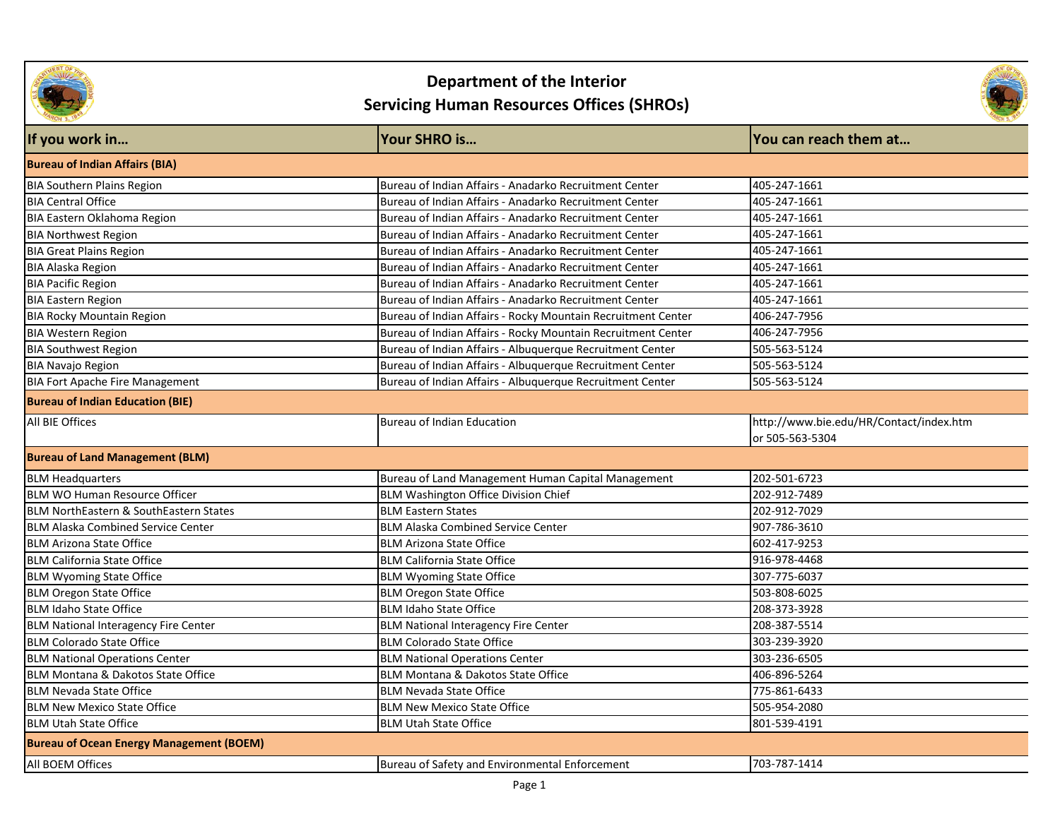# Department of the Interior
## Servicing Human Resources Offices (SHROs)

| If you work in… | Your SHRO is… | You can reach them at… |
|---|---|---|
| **Bureau of Indian Affairs (BIA)** | | |
| BIA Southern Plains Region | Bureau of Indian Affairs - Anadarko Recruitment Center | 405-247-1661 |
| BIA Central Office | Bureau of Indian Affairs - Anadarko Recruitment Center | 405-247-1661 |
| BIA Eastern Oklahoma Region | Bureau of Indian Affairs - Anadarko Recruitment Center | 405-247-1661 |
| BIA Northwest Region | Bureau of Indian Affairs - Anadarko Recruitment Center | 405-247-1661 |
| BIA Great Plains Region | Bureau of Indian Affairs - Anadarko Recruitment Center | 405-247-1661 |
| BIA Alaska Region | Bureau of Indian Affairs - Anadarko Recruitment Center | 405-247-1661 |
| BIA Pacific Region | Bureau of Indian Affairs - Anadarko Recruitment Center | 405-247-1661 |
| BIA Eastern Region | Bureau of Indian Affairs - Anadarko Recruitment Center | 405-247-1661 |
| BIA Rocky Mountain Region | Bureau of Indian Affairs - Rocky Mountain Recruitment Center | 406-247-7956 |
| BIA Western Region | Bureau of Indian Affairs - Rocky Mountain Recruitment Center | 406-247-7956 |
| BIA Southwest Region | Bureau of Indian Affairs - Albuquerque Recruitment Center | 505-563-5124 |
| BIA Navajo Region | Bureau of Indian Affairs - Albuquerque Recruitment Center | 505-563-5124 |
| BIA Fort Apache Fire Management | Bureau of Indian Affairs - Albuquerque Recruitment Center | 505-563-5124 |
| **Bureau of Indian Education (BIE)** | | |
| All BIE Offices | Bureau of Indian Education | http://www.bie.edu/HR/Contact/index.htm or 505-563-5304 |
| **Bureau of Land Management (BLM)** | | |
| BLM Headquarters | Bureau of Land Management Human Capital Management | 202-501-6723 |
| BLM WO Human Resource Officer | BLM Washington Office Division Chief | 202-912-7489 |
| BLM NorthEastern & SouthEastern States | BLM Eastern States | 202-912-7029 |
| BLM Alaska Combined Service Center | BLM Alaska Combined Service Center | 907-786-3610 |
| BLM Arizona State Office | BLM Arizona State Office | 602-417-9253 |
| BLM California State Office | BLM California State Office | 916-978-4468 |
| BLM Wyoming State Office | BLM Wyoming State Office | 307-775-6037 |
| BLM Oregon State Office | BLM Oregon State Office | 503-808-6025 |
| BLM Idaho State Office | BLM Idaho State Office | 208-373-3928 |
| BLM National Interagency Fire Center | BLM National Interagency Fire Center | 208-387-5514 |
| BLM Colorado State Office | BLM Colorado State Office | 303-239-3920 |
| BLM National Operations Center | BLM National Operations Center | 303-236-6505 |
| BLM Montana & Dakotos State Office | BLM Montana & Dakotos State Office | 406-896-5264 |
| BLM Nevada State Office | BLM Nevada State Office | 775-861-6433 |
| BLM New Mexico State Office | BLM New Mexico State Office | 505-954-2080 |
| BLM Utah State Office | BLM Utah State Office | 801-539-4191 |
| **Bureau of Ocean Energy Management (BOEM)** | | |
| All BOEM Offices | Bureau of Safety and Environmental Enforcement | 703-787-1414 |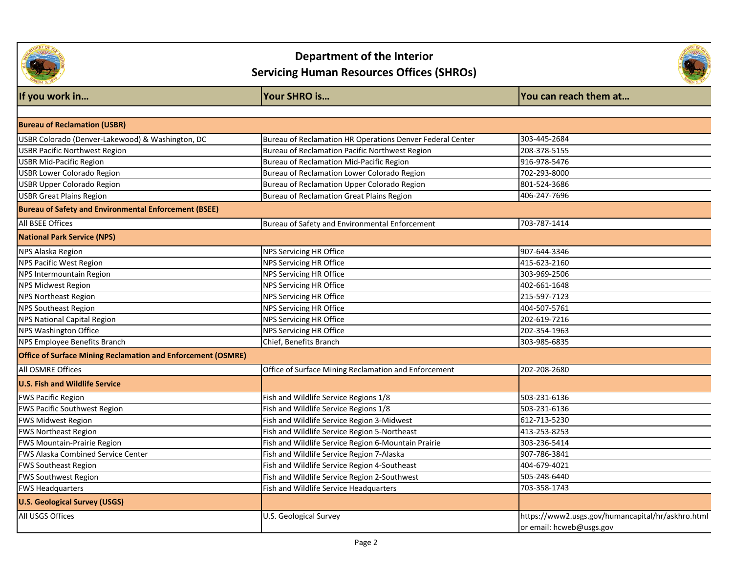# Department of the Interior
## Servicing Human Resources Offices (SHROs)

| If you work in… | Your SHRO is… | You can reach them at… |
|---|---|---|
| **Bureau of Reclamation (USBR)** | | |
| USBR Colorado (Denver-Lakewood) & Washington, DC | Bureau of Reclamation HR Operations Denver Federal Center | 303-445-2684 |
| USBR Pacific Northwest Region | Bureau of Reclamation Pacific Northwest Region | 208-378-5155 |
| USBR Mid-Pacific Region | Bureau of Reclamation Mid-Pacific Region | 916-978-5476 |
| USBR Lower Colorado Region | Bureau of Reclamation Lower Colorado Region | 702-293-8000 |
| USBR Upper Colorado Region | Bureau of Reclamation Upper Colorado Region | 801-524-3686 |
| USBR Great Plains Region | Bureau of Reclamation Great Plains Region | 406-247-7696 |
| **Bureau of Safety and Environmental Enforcement (BSEE)** | | |
| All BSEE Offices | Bureau of Safety and Environmental Enforcement | 703-787-1414 |
| **National Park Service (NPS)** | | |
| NPS Alaska Region | NPS Servicing HR Office | 907-644-3346 |
| NPS Pacific West Region | NPS Servicing HR Office | 415-623-2160 |
| NPS Intermountain Region | NPS Servicing HR Office | 303-969-2506 |
| NPS Midwest Region | NPS Servicing HR Office | 402-661-1648 |
| NPS Northeast Region | NPS Servicing HR Office | 215-597-7123 |
| NPS Southeast Region | NPS Servicing HR Office | 404-507-5761 |
| NPS National Capital Region | NPS Servicing HR Office | 202-619-7216 |
| NPS Washington Office | NPS Servicing HR Office | 202-354-1963 |
| NPS Employee Benefits Branch | Chief, Benefits Branch | 303-985-6835 |
| **Office of Surface Mining Reclamation and Enforcement (OSMRE)** | | |
| All OSMRE Offices | Office of Surface Mining Reclamation and Enforcement | 202-208-2680 |
| **U.S. Fish and Wildlife Service** | | |
| FWS Pacific Region | Fish and Wildlife Service Regions 1/8 | 503-231-6136 |
| FWS Pacific Southwest Region | Fish and Wildlife Service Regions 1/8 | 503-231-6136 |
| FWS Midwest Region | Fish and Wildlife Service Region 3-Midwest | 612-713-5230 |
| FWS Northeast Region | Fish and Wildlife Service Region 5-Northeast | 413-253-8253 |
| FWS Mountain-Prairie Region | Fish and Wildlife Service Region 6-Mountain Prairie | 303-236-5414 |
| FWS Alaska Combined Service Center | Fish and Wildlife Service Region 7-Alaska | 907-786-3841 |
| FWS Southeast Region | Fish and Wildlife Service Region 4-Southeast | 404-679-4021 |
| FWS Southwest Region | Fish and Wildlife Service Region 2-Southwest | 505-248-6440 |
| FWS Headquarters | Fish and Wildlife Service Headquarters | 703-358-1743 |
| **U.S. Geological Survey (USGS)** | | |
| All USGS Offices | U.S. Geological Survey | https://www2.usgs.gov/humancapital/hr/askhro.html or email: hcweb@usgs.gov |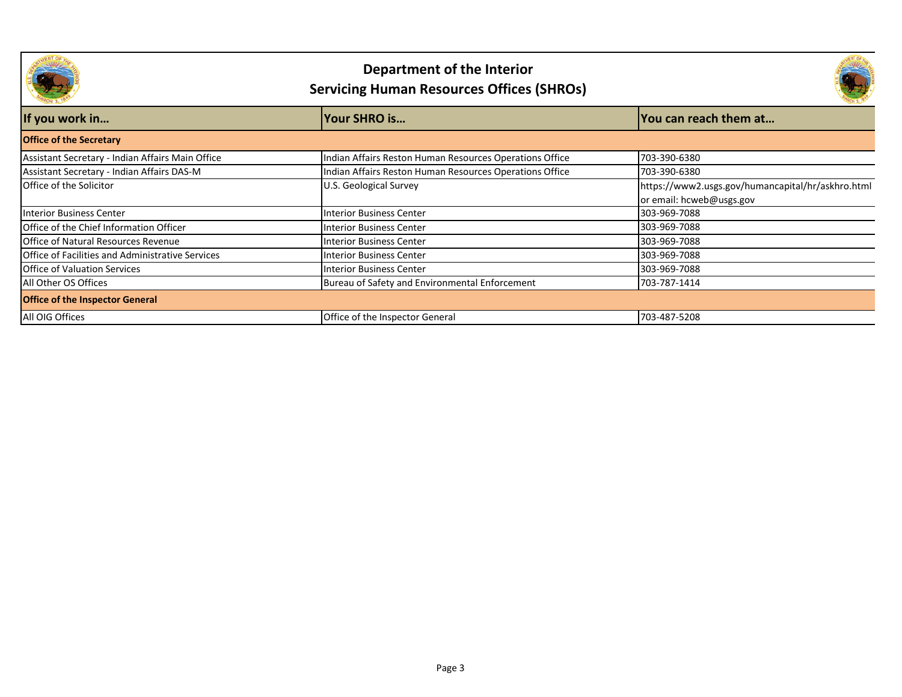# Department of the Interior
## Servicing Human Resources Offices (SHROs)

| If you work in… | Your SHRO is… | You can reach them at… |
|---|---|---|
| **Office of the Secretary** | | |
| Assistant Secretary - Indian Affairs Main Office | Indian Affairs Reston Human Resources Operations Office | 703-390-6380 |
| Assistant Secretary - Indian Affairs DAS-M | Indian Affairs Reston Human Resources Operations Office | 703-390-6380 |
| Office of the Solicitor | U.S. Geological Survey | https://www2.usgs.gov/humancapital/hr/askhro.html or email: hcweb@usgs.gov |
| Interior Business Center | Interior Business Center | 303-969-7088 |
| Office of the Chief Information Officer | Interior Business Center | 303-969-7088 |
| Office of Natural Resources Revenue | Interior Business Center | 303-969-7088 |
| Office of Facilities and Administrative Services | Interior Business Center | 303-969-7088 |
| Office of Valuation Services | Interior Business Center | 303-969-7088 |
| All Other OS Offices | Bureau of Safety and Environmental Enforcement | 703-787-1414 |
| **Office of the Inspector General** | | |
| All OIG Offices | Office of the Inspector General | 703-487-5208 |